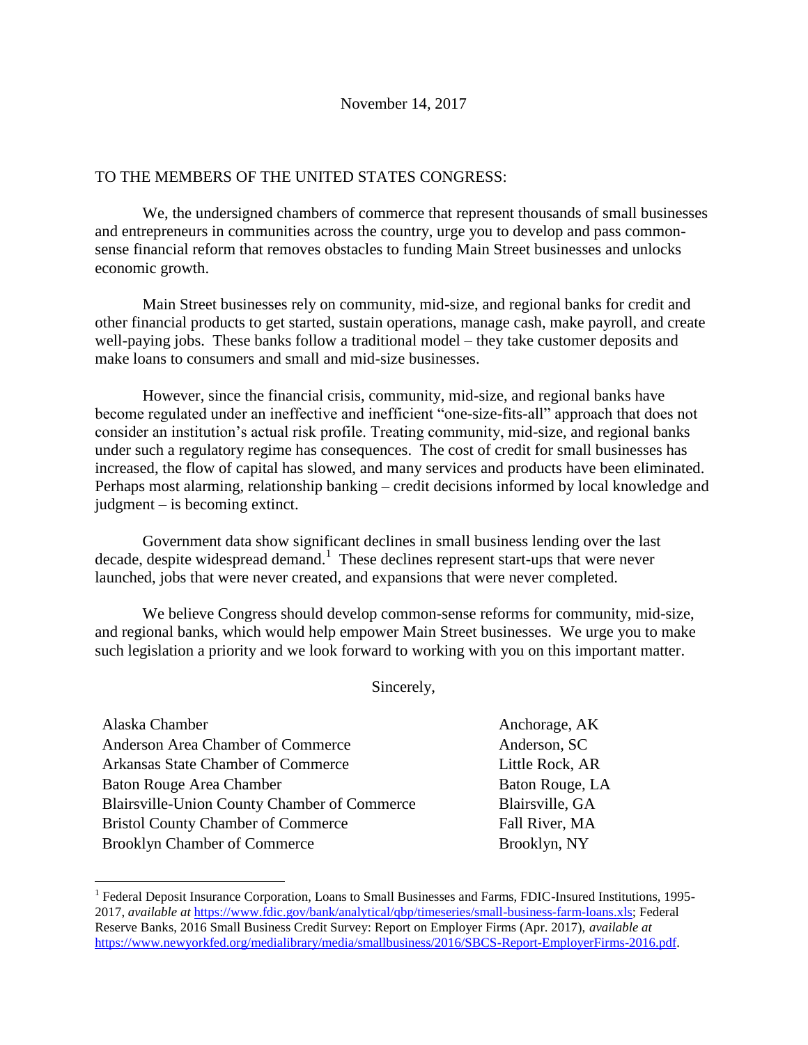November 14, 2017

TO THE MEMBERS OF THE UNITED STATES CONGRESS:

We, the undersigned chambers of commerce that represent thousands of small businesses and entrepreneurs in communities across the country, urge you to develop and pass common-sense financial reform that removes obstacles to funding Main Street businesses and unlocks economic growth.

Main Street businesses rely on community, mid-size, and regional banks for credit and other financial products to get started, sustain operations, manage cash, make payroll, and create well-paying jobs. These banks follow a traditional model – they take customer deposits and make loans to consumers and small and mid-size businesses.

However, since the financial crisis, community, mid-size, and regional banks have become regulated under an ineffective and inefficient "one-size-fits-all" approach that does not consider an institution's actual risk profile. Treating community, mid-size, and regional banks under such a regulatory regime has consequences. The cost of credit for small businesses has increased, the flow of capital has slowed, and many services and products have been eliminated. Perhaps most alarming, relationship banking – credit decisions informed by local knowledge and judgment – is becoming extinct.

Government data show significant declines in small business lending over the last decade, despite widespread demand.[1] These declines represent start-ups that were never launched, jobs that were never created, and expansions that were never completed.

We believe Congress should develop common-sense reforms for community, mid-size, and regional banks, which would help empower Main Street businesses. We urge you to make such legislation a priority and we look forward to working with you on this important matter.

Sincerely,

| | |
|---|---|
| Alaska Chamber | Anchorage, AK |
| Anderson Area Chamber of Commerce | Anderson, SC |
| Arkansas State Chamber of Commerce | Little Rock, AR |
| Baton Rouge Area Chamber | Baton Rouge, LA |
| Blairsville-Union County Chamber of Commerce | Blairsville, GA |
| Bristol County Chamber of Commerce | Fall River, MA |
| Brooklyn Chamber of Commerce | Brooklyn, NY |

[1] Federal Deposit Insurance Corporation, Loans to Small Businesses and Farms, FDIC-Insured Institutions, 1995-2017, *available at* https://www.fdic.gov/bank/analytical/qbp/timeseries/small-business-farm-loans.xls; Federal Reserve Banks, 2016 Small Business Credit Survey: Report on Employer Firms (Apr. 2017), *available at* https://www.newyorkfed.org/medialibrary/media/smallbusiness/2016/SBCS-Report-EmployerFirms-2016.pdf.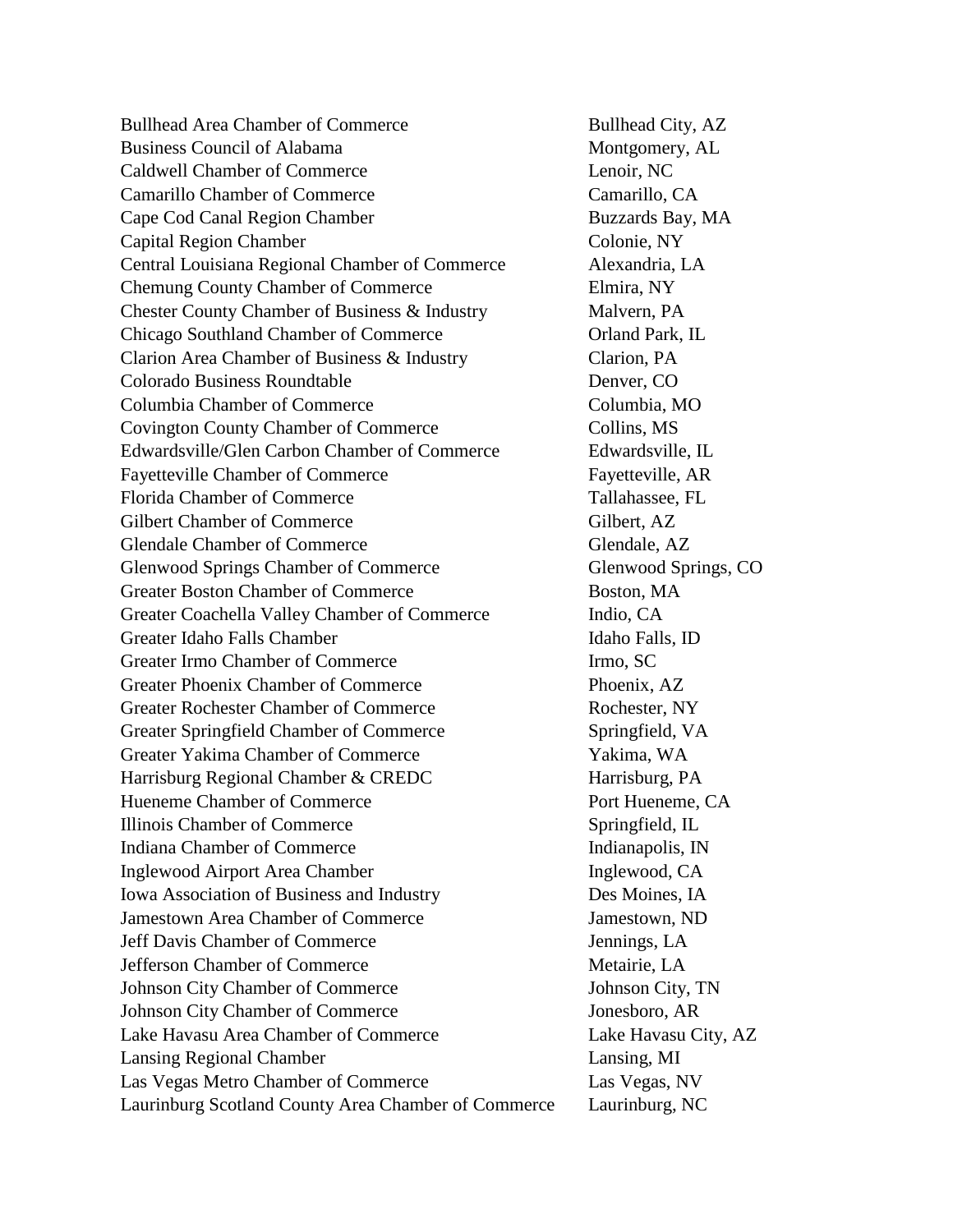| | |
|---|---|
| Bullhead Area Chamber of Commerce | Bullhead City, AZ |
| Business Council of Alabama | Montgomery, AL |
| Caldwell Chamber of Commerce | Lenoir, NC |
| Camarillo Chamber of Commerce | Camarillo, CA |
| Cape Cod Canal Region Chamber | Buzzards Bay, MA |
| Capital Region Chamber | Colonie, NY |
| Central Louisiana Regional Chamber of Commerce | Alexandria, LA |
| Chemung County Chamber of Commerce | Elmira, NY |
| Chester County Chamber of Business & Industry | Malvern, PA |
| Chicago Southland Chamber of Commerce | Orland Park, IL |
| Clarion Area Chamber of Business & Industry | Clarion, PA |
| Colorado Business Roundtable | Denver, CO |
| Columbia Chamber of Commerce | Columbia, MO |
| Covington County Chamber of Commerce | Collins, MS |
| Edwardsville/Glen Carbon Chamber of Commerce | Edwardsville, IL |
| Fayetteville Chamber of Commerce | Fayetteville, AR |
| Florida Chamber of Commerce | Tallahassee, FL |
| Gilbert Chamber of Commerce | Gilbert, AZ |
| Glendale Chamber of Commerce | Glendale, AZ |
| Glenwood Springs Chamber of Commerce | Glenwood Springs, CO |
| Greater Boston Chamber of Commerce | Boston, MA |
| Greater Coachella Valley Chamber of Commerce | Indio, CA |
| Greater Idaho Falls Chamber | Idaho Falls, ID |
| Greater Irmo Chamber of Commerce | Irmo, SC |
| Greater Phoenix Chamber of Commerce | Phoenix, AZ |
| Greater Rochester Chamber of Commerce | Rochester, NY |
| Greater Springfield Chamber of Commerce | Springfield, VA |
| Greater Yakima Chamber of Commerce | Yakima, WA |
| Harrisburg Regional Chamber & CREDC | Harrisburg, PA |
| Hueneme Chamber of Commerce | Port Hueneme, CA |
| Illinois Chamber of Commerce | Springfield, IL |
| Indiana Chamber of Commerce | Indianapolis, IN |
| Inglewood Airport Area Chamber | Inglewood, CA |
| Iowa Association of Business and Industry | Des Moines, IA |
| Jamestown Area Chamber of Commerce | Jamestown, ND |
| Jeff Davis Chamber of Commerce | Jennings, LA |
| Jefferson Chamber of Commerce | Metairie, LA |
| Johnson City Chamber of Commerce | Johnson City, TN |
| Johnson City Chamber of Commerce | Jonesboro, AR |
| Lake Havasu Area Chamber of Commerce | Lake Havasu City, AZ |
| Lansing Regional Chamber | Lansing, MI |
| Las Vegas Metro Chamber of Commerce | Las Vegas, NV |
| Laurinburg Scotland County Area Chamber of Commerce | Laurinburg, NC |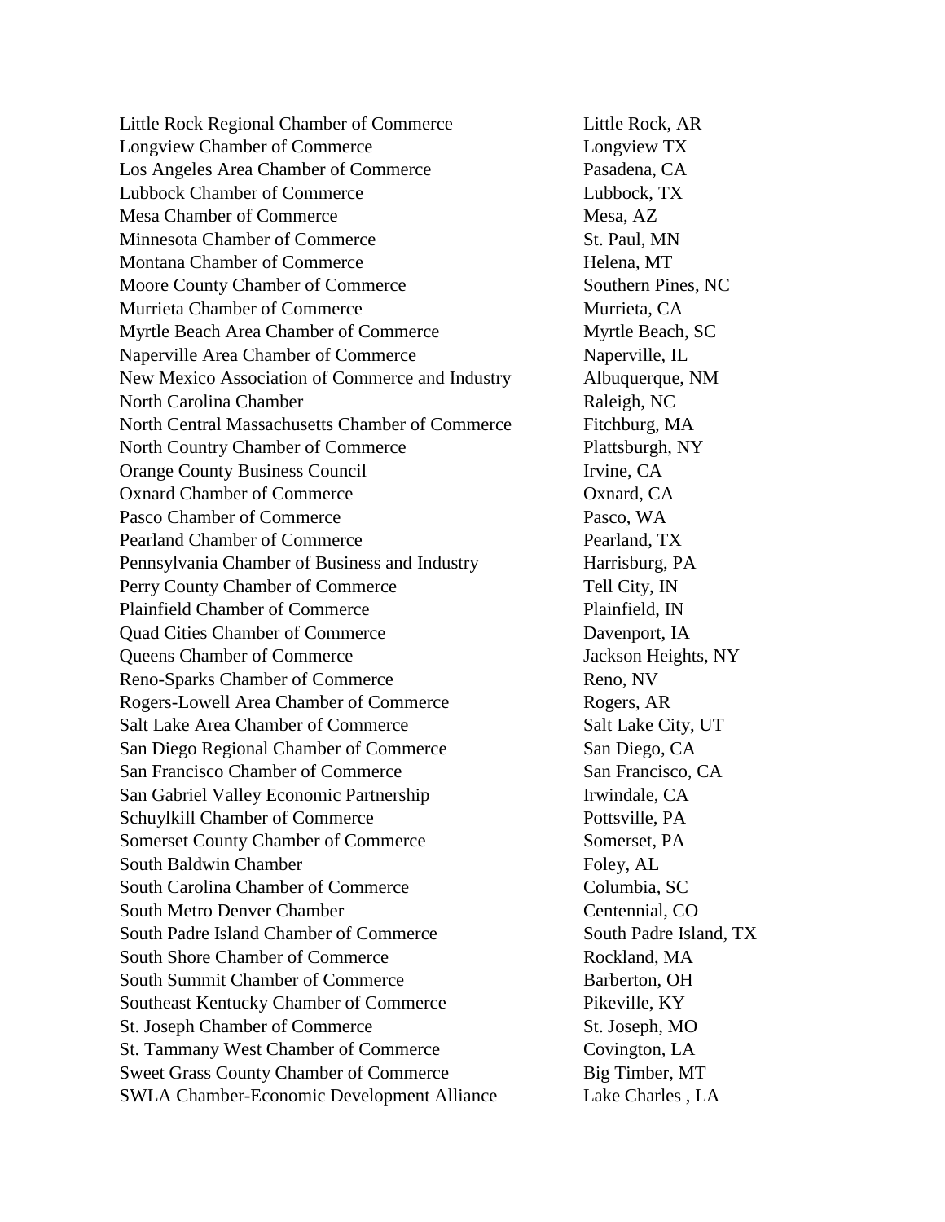| | |
|---|---|
| Little Rock Regional Chamber of Commerce | Little Rock, AR |
| Longview Chamber of Commerce | Longview TX |
| Los Angeles Area Chamber of Commerce | Pasadena, CA |
| Lubbock Chamber of Commerce | Lubbock, TX |
| Mesa Chamber of Commerce | Mesa, AZ |
| Minnesota Chamber of Commerce | St. Paul, MN |
| Montana Chamber of Commerce | Helena, MT |
| Moore County Chamber of Commerce | Southern Pines, NC |
| Murrieta Chamber of Commerce | Murrieta, CA |
| Myrtle Beach Area Chamber of Commerce | Myrtle Beach, SC |
| Naperville Area Chamber of Commerce | Naperville, IL |
| New Mexico Association of Commerce and Industry | Albuquerque, NM |
| North Carolina Chamber | Raleigh, NC |
| North Central Massachusetts Chamber of Commerce | Fitchburg, MA |
| North Country Chamber of Commerce | Plattsburgh, NY |
| Orange County Business Council | Irvine, CA |
| Oxnard Chamber of Commerce | Oxnard, CA |
| Pasco Chamber of Commerce | Pasco, WA |
| Pearland Chamber of Commerce | Pearland, TX |
| Pennsylvania Chamber of Business and Industry | Harrisburg, PA |
| Perry County Chamber of Commerce | Tell City, IN |
| Plainfield Chamber of Commerce | Plainfield, IN |
| Quad Cities Chamber of Commerce | Davenport, IA |
| Queens Chamber of Commerce | Jackson Heights, NY |
| Reno-Sparks Chamber of Commerce | Reno, NV |
| Rogers-Lowell Area Chamber of Commerce | Rogers, AR |
| Salt Lake Area Chamber of Commerce | Salt Lake City, UT |
| San Diego Regional Chamber of Commerce | San Diego, CA |
| San Francisco Chamber of Commerce | San Francisco, CA |
| San Gabriel Valley Economic Partnership | Irwindale, CA |
| Schuylkill Chamber of Commerce | Pottsville, PA |
| Somerset County Chamber of Commerce | Somerset, PA |
| South Baldwin Chamber | Foley, AL |
| South Carolina Chamber of Commerce | Columbia, SC |
| South Metro Denver Chamber | Centennial, CO |
| South Padre Island Chamber of Commerce | South Padre Island, TX |
| South Shore Chamber of Commerce | Rockland, MA |
| South Summit Chamber of Commerce | Barberton, OH |
| Southeast Kentucky Chamber of Commerce | Pikeville, KY |
| St. Joseph Chamber of Commerce | St. Joseph, MO |
| St. Tammany West Chamber of Commerce | Covington, LA |
| Sweet Grass County Chamber of Commerce | Big Timber, MT |
| SWLA Chamber-Economic Development Alliance | Lake Charles , LA |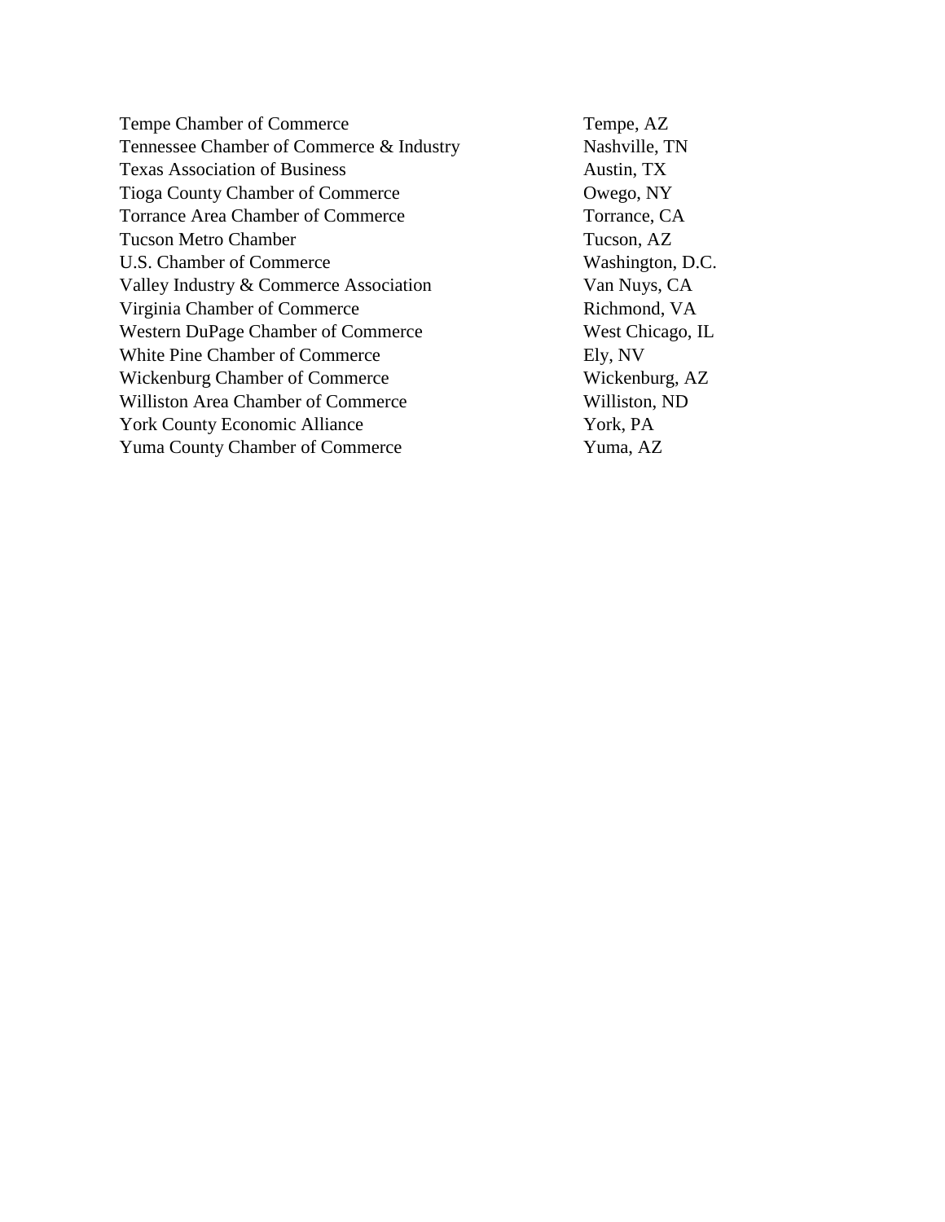| | |
|---|---|
| Tempe Chamber of Commerce | Tempe, AZ |
| Tennessee Chamber of Commerce & Industry | Nashville, TN |
| Texas Association of Business | Austin, TX |
| Tioga County Chamber of Commerce | Owego, NY |
| Torrance Area Chamber of Commerce | Torrance, CA |
| Tucson Metro Chamber | Tucson, AZ |
| U.S. Chamber of Commerce | Washington, D.C. |
| Valley Industry & Commerce Association | Van Nuys, CA |
| Virginia Chamber of Commerce | Richmond, VA |
| Western DuPage Chamber of Commerce | West Chicago, IL |
| White Pine Chamber of Commerce | Ely, NV |
| Wickenburg Chamber of Commerce | Wickenburg, AZ |
| Williston Area Chamber of Commerce | Williston, ND |
| York County Economic Alliance | York, PA |
| Yuma County Chamber of Commerce | Yuma, AZ |